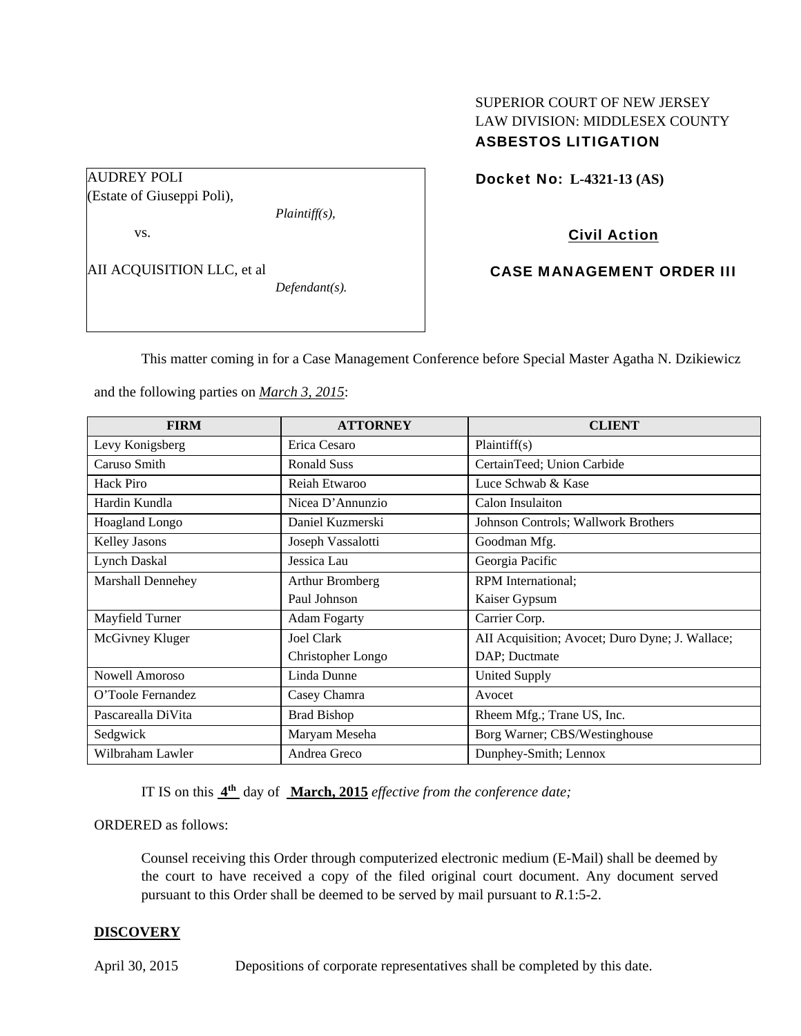SUPERIOR COURT OF NEW JERSEY
LAW DIVISION: MIDDLESEX COUNTY
**ASBESTOS LITIGATION**

AUDREY POLI
(Estate of Giuseppi Poli),
*Plaintiff(s),*

vs.

AII ACQUISITION LLC, et al
*Defendant(s).*

**Docket No: L-4321-13 (AS)**

**Civil Action**

**CASE MANAGEMENT ORDER III**

This matter coming in for a Case Management Conference before Special Master Agatha N. Dzikiewicz and the following parties on ***March 3, 2015***:

| FIRM | ATTORNEY | CLIENT |
|---|---|---|
| Levy Konigsberg | Erica Cesaro | Plaintiff(s) |
| Caruso Smith | Ronald Suss | CertainTeed; Union Carbide |
| Hack Piro | Reiah Etwaroo | Luce Schwab & Kase |
| Hardin Kundla | Nicea D'Annunzio | Calon Insulaiton |
| Hoagland Longo | Daniel Kuzmerski | Johnson Controls; Wallwork Brothers |
| Kelley Jasons | Joseph Vassalotti | Goodman Mfg. |
| Lynch Daskal | Jessica Lau | Georgia Pacific |
| Marshall Dennehey | Arthur Bromberg<br>Paul Johnson | RPM International;<br>Kaiser Gypsum |
| Mayfield Turner | Adam Fogarty | Carrier Corp. |
| McGivney Kluger | Joel Clark<br>Christopher Longo | AII Acquisition; Avocet; Duro Dyne; J. Wallace;<br>DAP; Ductmate |
| Nowell Amoroso | Linda Dunne | United Supply |
| O'Toole Fernandez | Casey Chamra | Avocet |
| Pascarealla DiVita | Brad Bishop | Rheem Mfg.; Trane US, Inc. |
| Sedgwick | Maryam Meseha | Borg Warner; CBS/Westinghouse |
| Wilbraham Lawler | Andrea Greco | Dunphey-Smith; Lennox |

IT IS on this **4th** day of **March, 2015** *effective from the conference date;*

ORDERED as follows:

Counsel receiving this Order through computerized electronic medium (E-Mail) shall be deemed by the court to have received a copy of the filed original court document. Any document served pursuant to this Order shall be deemed to be served by mail pursuant to *R*.1:5-2.

**DISCOVERY**

April 30, 2015 Depositions of corporate representatives shall be completed by this date.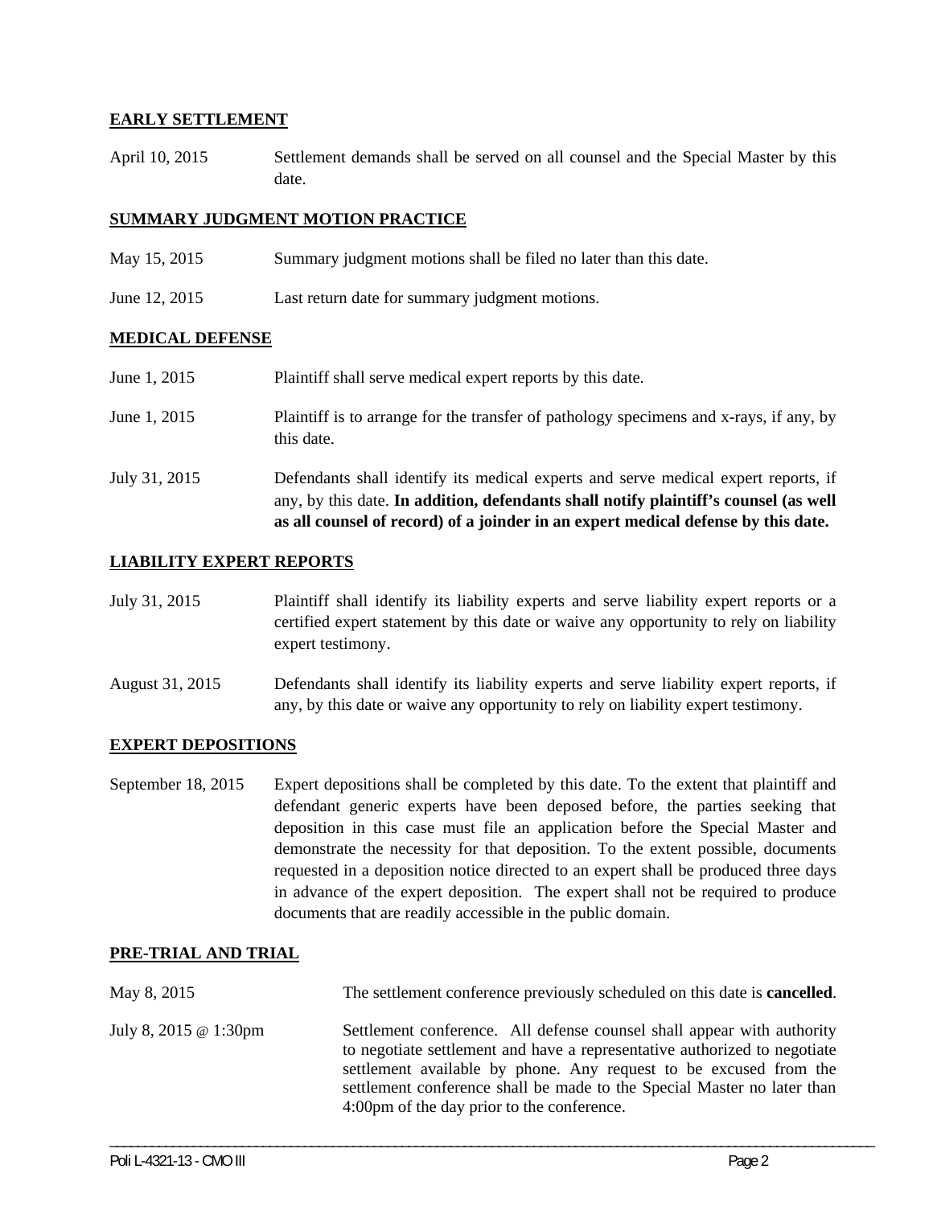**EARLY SETTLEMENT**

| | |
|---|---|
| April 10, 2015 | Settlement demands shall be served on all counsel and the Special Master by this date. |

**SUMMARY JUDGMENT MOTION PRACTICE**

| | |
|---|---|
| May 15, 2015 | Summary judgment motions shall be filed no later than this date. |
| June 12, 2015 | Last return date for summary judgment motions. |

**MEDICAL DEFENSE**

| | |
|---|---|
| June 1, 2015 | Plaintiff shall serve medical expert reports by this date. |
| June 1, 2015 | Plaintiff is to arrange for the transfer of pathology specimens and x-rays, if any, by this date. |
| July 31, 2015 | Defendants shall identify its medical experts and serve medical expert reports, if any, by this date. **In addition, defendants shall notify plaintiff's counsel (as well as all counsel of record) of a joinder in an expert medical defense by this date.** |

**LIABILITY EXPERT REPORTS**

| | |
|---|---|
| July 31, 2015 | Plaintiff shall identify its liability experts and serve liability expert reports or a certified expert statement by this date or waive any opportunity to rely on liability expert testimony. |
| August 31, 2015 | Defendants shall identify its liability experts and serve liability expert reports, if any, by this date or waive any opportunity to rely on liability expert testimony. |

**EXPERT DEPOSITIONS**

| | |
|---|---|
| September 18, 2015 | Expert depositions shall be completed by this date. To the extent that plaintiff and defendant generic experts have been deposed before, the parties seeking that deposition in this case must file an application before the Special Master and demonstrate the necessity for that deposition. To the extent possible, documents requested in a deposition notice directed to an expert shall be produced three days in advance of the expert deposition. The expert shall not be required to produce documents that are readily accessible in the public domain. |

**PRE-TRIAL AND TRIAL**

| | |
|---|---|
| May 8, 2015 | The settlement conference previously scheduled on this date is **cancelled**. |
| July 8, 2015 @ 1:30pm | Settlement conference. All defense counsel shall appear with authority to negotiate settlement and have a representative authorized to negotiate settlement available by phone. Any request to be excused from the settlement conference shall be made to the Special Master no later than 4:00pm of the day prior to the conference. |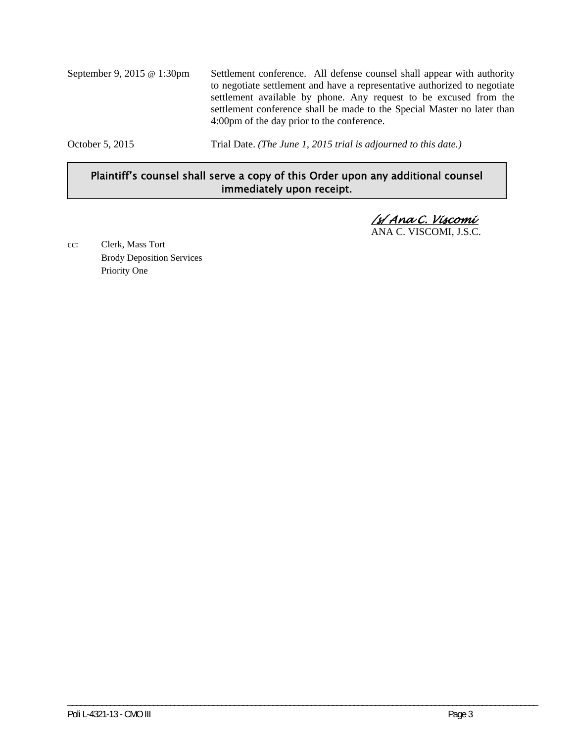| | |
| --- | --- |
| September 9, 2015 @ 1:30pm | Settlement conference. All defense counsel shall appear with authority to negotiate settlement and have a representative authorized to negotiate settlement available by phone. Any request to be excused from the settlement conference shall be made to the Special Master no later than 4:00pm of the day prior to the conference. |
| October 5, 2015 | Trial Date. *(The June 1, 2015 trial is adjourned to this date.)* |

**Plaintiff's counsel shall serve a copy of this Order upon any additional counsel immediately upon receipt.**

*/s/ Ana C. Viscomi*
ANA C. VISCOMI, J.S.C.

cc: Clerk, Mass Tort
Brody Deposition Services
Priority One